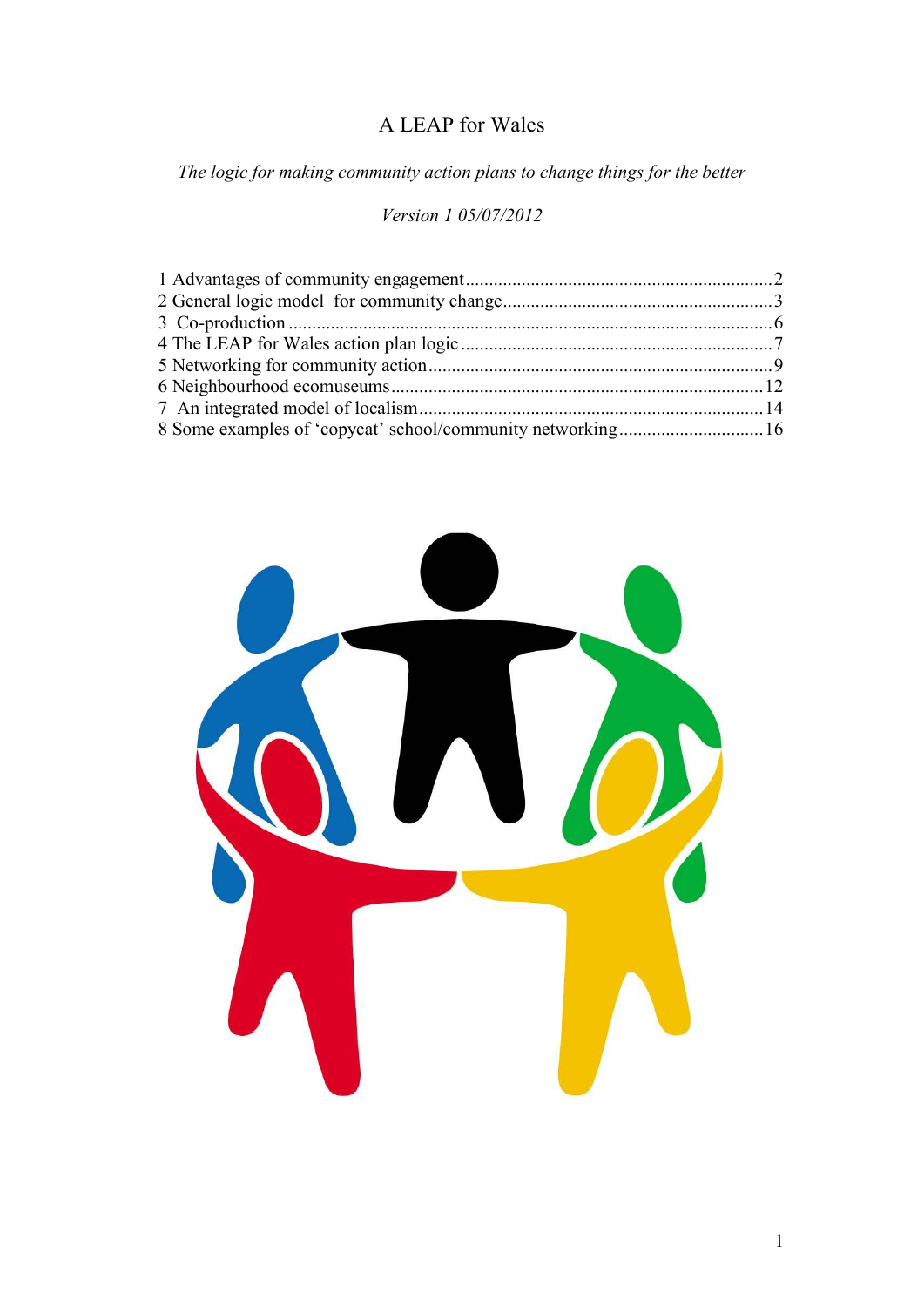# A LEAP for Wales

*The logic for making community action plans to change things for the better*

*Version 1 05/07/2012*

1 Advantages of community engagement ........ 2
2 General logic model for community change ........ 3
3 Co-production ........ 6
4 The LEAP for Wales action plan logic ........ 7
5 Networking for community action ........ 9
6 Neighbourhood ecomuseums ........ 12
7 An integrated model of localism ........ 14
8 Some examples of 'copycat' school/community networking ........ 16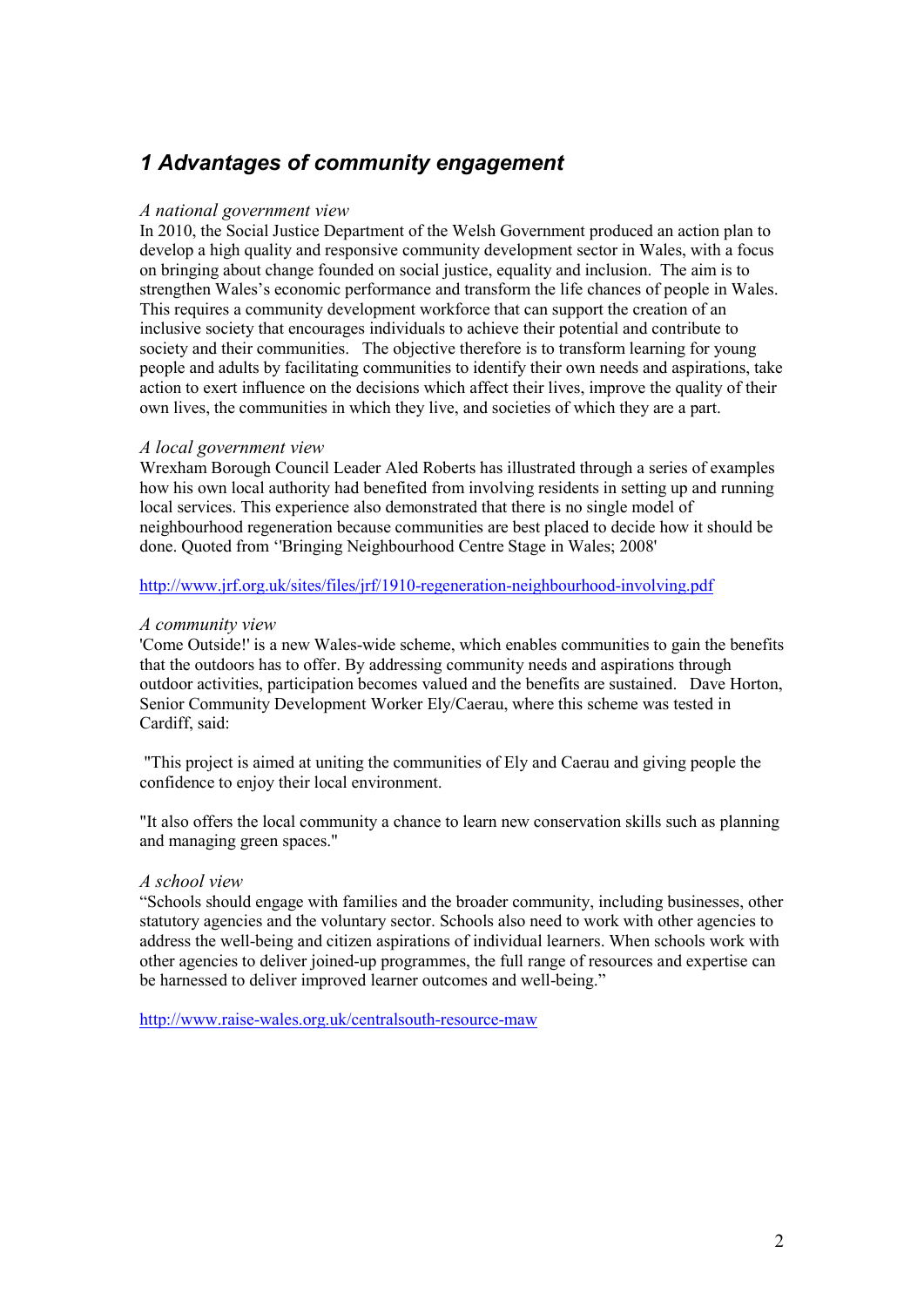# *1 Advantages of community engagement*

*A national government view*

In 2010, the Social Justice Department of the Welsh Government produced an action plan to develop a high quality and responsive community development sector in Wales, with a focus on bringing about change founded on social justice, equality and inclusion. The aim is to strengthen Wales's economic performance and transform the life chances of people in Wales. This requires a community development workforce that can support the creation of an inclusive society that encourages individuals to achieve their potential and contribute to society and their communities. The objective therefore is to transform learning for young people and adults by facilitating communities to identify their own needs and aspirations, take action to exert influence on the decisions which affect their lives, improve the quality of their own lives, the communities in which they live, and societies of which they are a part.

*A local government view*

Wrexham Borough Council Leader Aled Roberts has illustrated through a series of examples how his own local authority had benefited from involving residents in setting up and running local services. This experience also demonstrated that there is no single model of neighbourhood regeneration because communities are best placed to decide how it should be done. Quoted from ''Bringing Neighbourhood Centre Stage in Wales; 2008'

http://www.jrf.org.uk/sites/files/jrf/1910-regeneration-neighbourhood-involving.pdf

*A community view*

'Come Outside!' is a new Wales-wide scheme, which enables communities to gain the benefits that the outdoors has to offer. By addressing community needs and aspirations through outdoor activities, participation becomes valued and the benefits are sustained. Dave Horton, Senior Community Development Worker Ely/Caerau, where this scheme was tested in Cardiff, said:

"This project is aimed at uniting the communities of Ely and Caerau and giving people the confidence to enjoy their local environment.

"It also offers the local community a chance to learn new conservation skills such as planning and managing green spaces."

*A school view*

"Schools should engage with families and the broader community, including businesses, other statutory agencies and the voluntary sector. Schools also need to work with other agencies to address the well-being and citizen aspirations of individual learners. When schools work with other agencies to deliver joined-up programmes, the full range of resources and expertise can be harnessed to deliver improved learner outcomes and well-being."

http://www.raise-wales.org.uk/centralsouth-resource-maw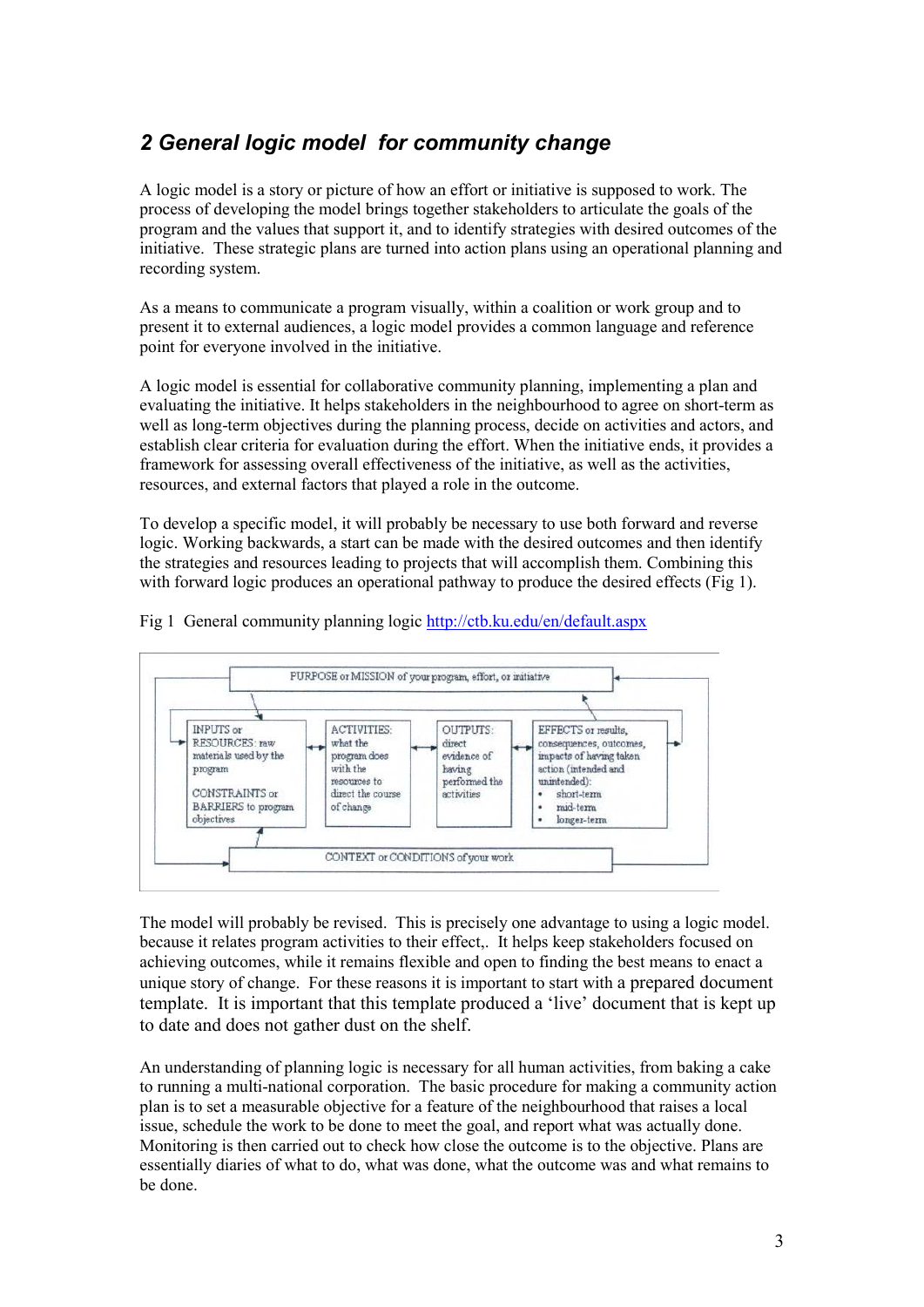## 2 General logic model for community change

A logic model is a story or picture of how an effort or initiative is supposed to work. The process of developing the model brings together stakeholders to articulate the goals of the program and the values that support it, and to identify strategies with desired outcomes of the initiative. These strategic plans are turned into action plans using an operational planning and recording system.

As a means to communicate a program visually, within a coalition or work group and to present it to external audiences, a logic model provides a common language and reference point for everyone involved in the initiative.

A logic model is essential for collaborative community planning, implementing a plan and evaluating the initiative. It helps stakeholders in the neighbourhood to agree on short-term as well as long-term objectives during the planning process, decide on activities and actors, and establish clear criteria for evaluation during the effort. When the initiative ends, it provides a framework for assessing overall effectiveness of the initiative, as well as the activities, resources, and external factors that played a role in the outcome.

To develop a specific model, it will probably be necessary to use both forward and reverse logic. Working backwards, a start can be made with the desired outcomes and then identify the strategies and resources leading to projects that will accomplish them. Combining this with forward logic produces an operational pathway to produce the desired effects (Fig 1).

Fig 1 General community planning logic http://ctb.ku.edu/en/default.aspx

PURPOSE or MISSION of your program, effort, or initiative

- INPUTS or RESOURCES: raw materials used by the program
  CONSTRAINTS or BARRIERS to program objectives
- ACTIVITIES: what the program does with the resources to direct the course of change
- OUTPUTS: direct evidence of having performed the activities
- EFFECTS or results, consequences, outcomes, impacts of having taken action (intended and unintended):
  - short-term
  - mid-term
  - longer-term

CONTEXT or CONDITIONS of your work

The model will probably be revised. This is precisely one advantage to using a logic model. because it relates program activities to their effect,. It helps keep stakeholders focused on achieving outcomes, while it remains flexible and open to finding the best means to enact a unique story of change. For these reasons it is important to start with a prepared document template. It is important that this template produced a 'live' document that is kept up to date and does not gather dust on the shelf.

An understanding of planning logic is necessary for all human activities, from baking a cake to running a multi-national corporation. The basic procedure for making a community action plan is to set a measurable objective for a feature of the neighbourhood that raises a local issue, schedule the work to be done to meet the goal, and report what was actually done. Monitoring is then carried out to check how close the outcome is to the objective. Plans are essentially diaries of what to do, what was done, what the outcome was and what remains to be done.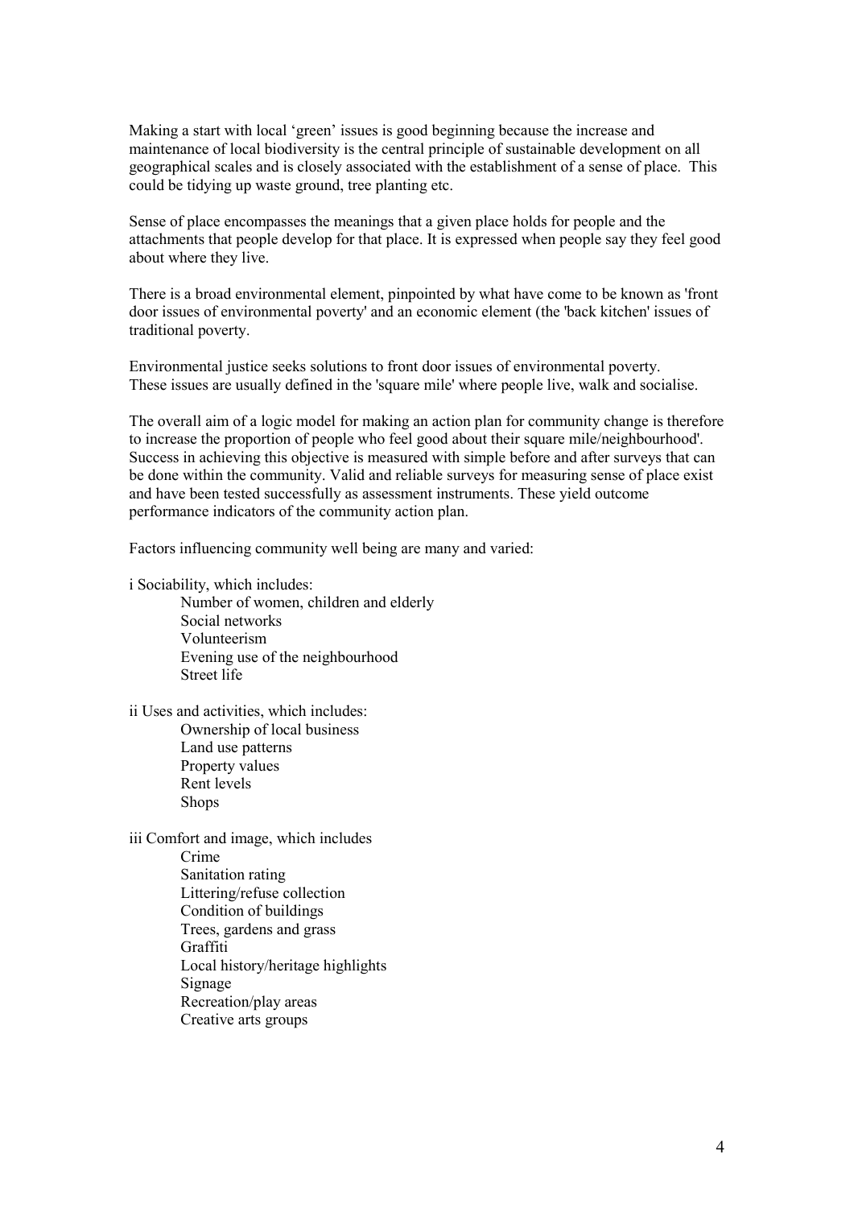Making a start with local 'green' issues is good beginning because the increase and maintenance of local biodiversity is the central principle of sustainable development on all geographical scales and is closely associated with the establishment of a sense of place. This could be tidying up waste ground, tree planting etc.

Sense of place encompasses the meanings that a given place holds for people and the attachments that people develop for that place. It is expressed when people say they feel good about where they live.

There is a broad environmental element, pinpointed by what have come to be known as 'front door issues of environmental poverty' and an economic element (the 'back kitchen' issues of traditional poverty.

Environmental justice seeks solutions to front door issues of environmental poverty. These issues are usually defined in the 'square mile' where people live, walk and socialise.

The overall aim of a logic model for making an action plan for community change is therefore to increase the proportion of people who feel good about their square mile/neighbourhood'. Success in achieving this objective is measured with simple before and after surveys that can be done within the community. Valid and reliable surveys for measuring sense of place exist and have been tested successfully as assessment instruments. These yield outcome performance indicators of the community action plan.

Factors influencing community well being are many and varied:

i Sociability, which includes:

- Number of women, children and elderly
- Social networks
- Volunteerism
- Evening use of the neighbourhood
- Street life

ii Uses and activities, which includes:

- Ownership of local business
- Land use patterns
- Property values
- Rent levels
- Shops

iii Comfort and image, which includes

- Crime
- Sanitation rating
- Littering/refuse collection
- Condition of buildings
- Trees, gardens and grass
- Graffiti
- Local history/heritage highlights
- Signage
- Recreation/play areas
- Creative arts groups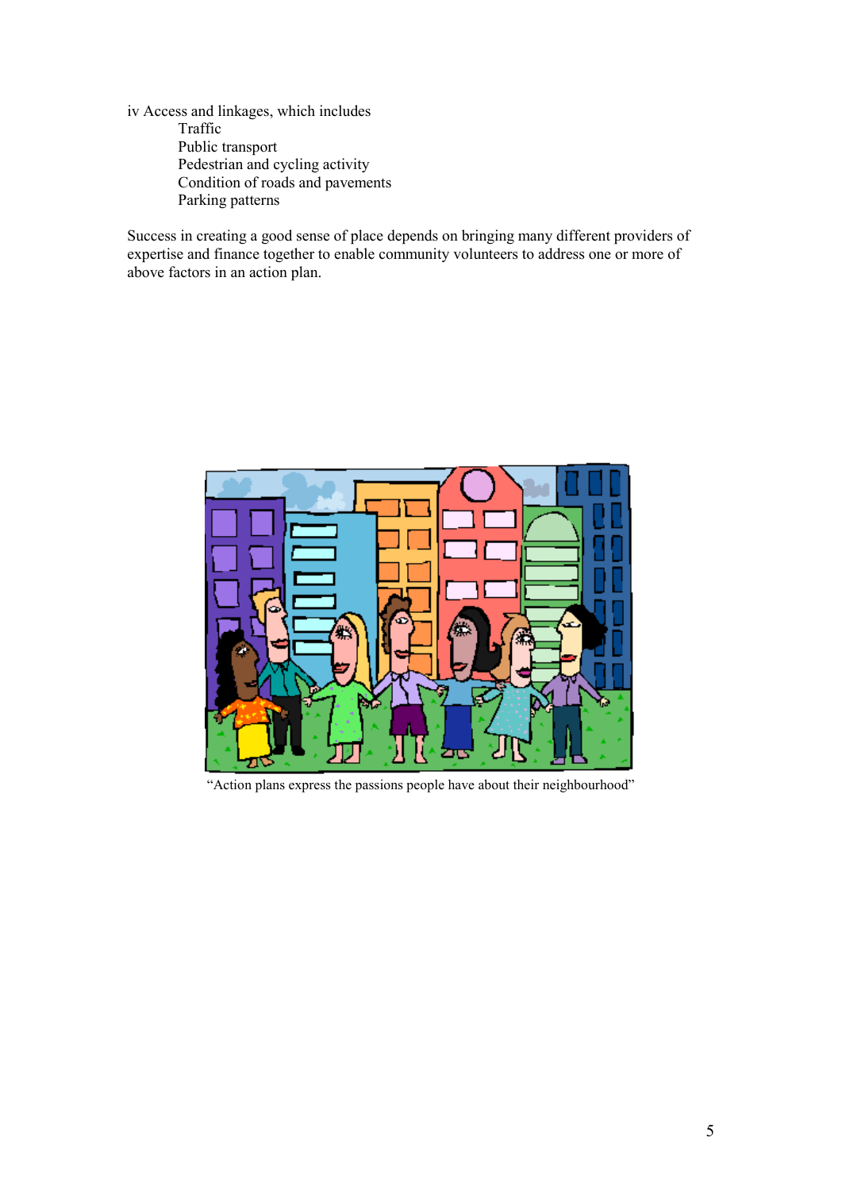iv Access and linkages, which includes

- Traffic
- Public transport
- Pedestrian and cycling activity
- Condition of roads and pavements
- Parking patterns

Success in creating a good sense of place depends on bringing many different providers of expertise and finance together to enable community volunteers to address one or more of above factors in an action plan.

"Action plans express the passions people have about their neighbourhood"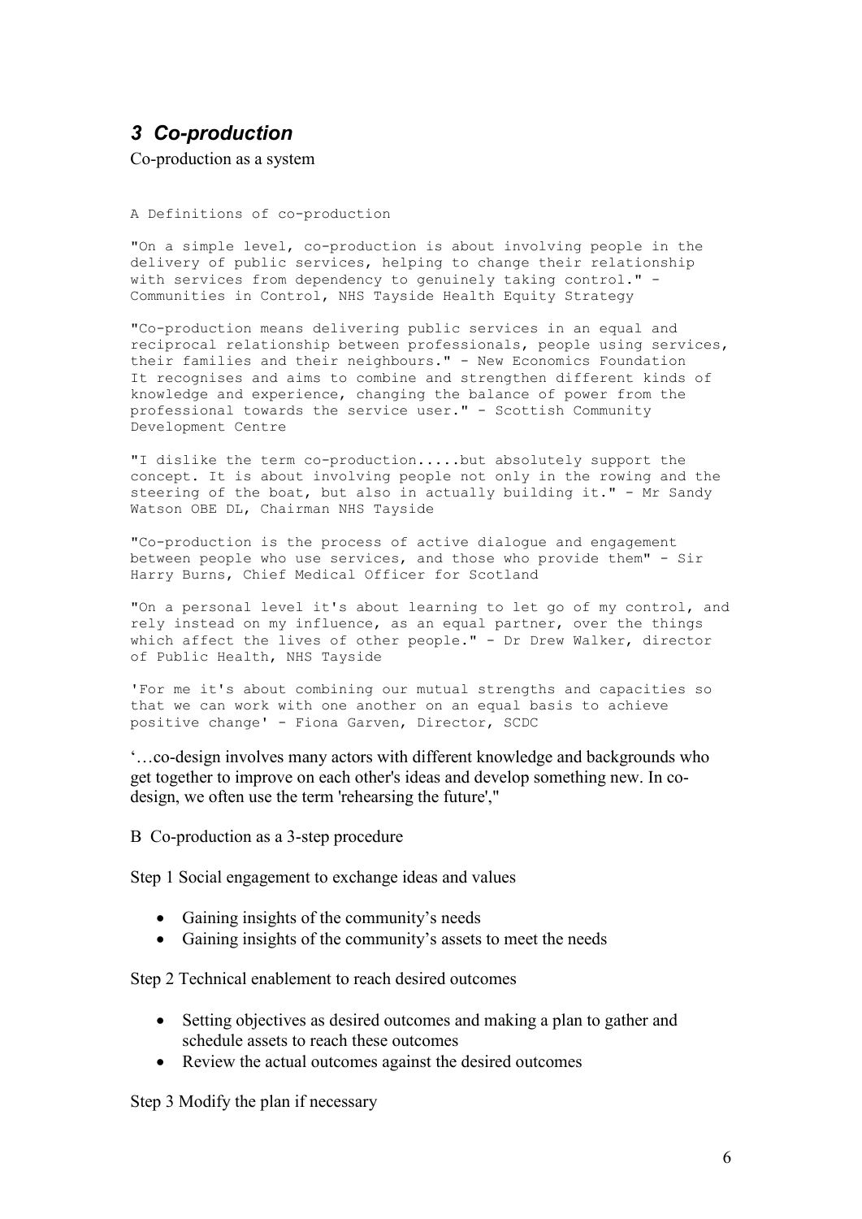## *3 Co-production*

Co-production as a system

A Definitions of co-production

"On a simple level, co-production is about involving people in the delivery of public services, helping to change their relationship with services from dependency to genuinely taking control." - Communities in Control, NHS Tayside Health Equity Strategy

"Co-production means delivering public services in an equal and reciprocal relationship between professionals, people using services, their families and their neighbours." - New Economics Foundation
It recognises and aims to combine and strengthen different kinds of knowledge and experience, changing the balance of power from the professional towards the service user." - Scottish Community Development Centre

"I dislike the term co-production.....but absolutely support the concept. It is about involving people not only in the rowing and the steering of the boat, but also in actually building it." - Mr Sandy Watson OBE DL, Chairman NHS Tayside

"Co-production is the process of active dialogue and engagement between people who use services, and those who provide them" - Sir Harry Burns, Chief Medical Officer for Scotland

"On a personal level it's about learning to let go of my control, and rely instead on my influence, as an equal partner, over the things which affect the lives of other people." - Dr Drew Walker, director of Public Health, NHS Tayside

'For me it's about combining our mutual strengths and capacities so that we can work with one another on an equal basis to achieve positive change' - Fiona Garven, Director, SCDC

'…co-design involves many actors with different knowledge and backgrounds who get together to improve on each other's ideas and develop something new. In co-design, we often use the term 'rehearsing the future',"

B Co-production as a 3-step procedure

Step 1 Social engagement to exchange ideas and values

- Gaining insights of the community's needs
- Gaining insights of the community's assets to meet the needs

Step 2 Technical enablement to reach desired outcomes

- Setting objectives as desired outcomes and making a plan to gather and schedule assets to reach these outcomes
- Review the actual outcomes against the desired outcomes

Step 3 Modify the plan if necessary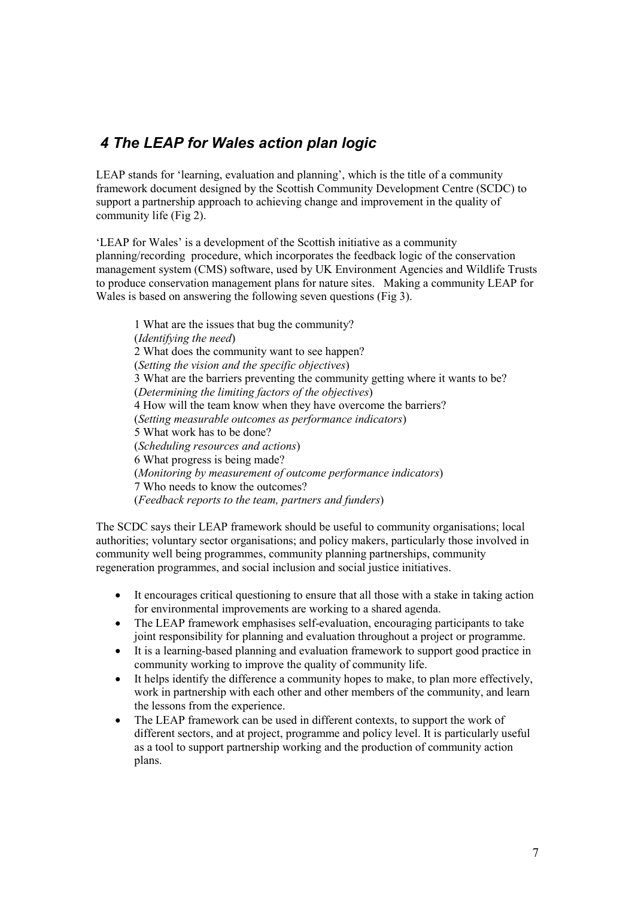## 4 The LEAP for Wales action plan logic

LEAP stands for 'learning, evaluation and planning', which is the title of a community framework document designed by the Scottish Community Development Centre (SCDC) to support a partnership approach to achieving change and improvement in the quality of community life (Fig 2).

'LEAP for Wales' is a development of the Scottish initiative as a community planning/recording procedure, which incorporates the feedback logic of the conservation management system (CMS) software, used by UK Environment Agencies and Wildlife Trusts to produce conservation management plans for nature sites. Making a community LEAP for Wales is based on answering the following seven questions (Fig 3).

> 1 What are the issues that bug the community?
> (*Identifying the need*)
> 2 What does the community want to see happen?
> (*Setting the vision and the specific objectives*)
> 3 What are the barriers preventing the community getting where it wants to be?
> (*Determining the limiting factors of the objectives*)
> 4 How will the team know when they have overcome the barriers?
> (*Setting measurable outcomes as performance indicators*)
> 5 What work has to be done?
> (*Scheduling resources and actions*)
> 6 What progress is being made?
> (*Monitoring by measurement of outcome performance indicators*)
> 7 Who needs to know the outcomes?
> (*Feedback reports to the team, partners and funders*)

The SCDC says their LEAP framework should be useful to community organisations; local authorities; voluntary sector organisations; and policy makers, particularly those involved in community well being programmes, community planning partnerships, community regeneration programmes, and social inclusion and social justice initiatives.

- It encourages critical questioning to ensure that all those with a stake in taking action for environmental improvements are working to a shared agenda.
- The LEAP framework emphasises self-evaluation, encouraging participants to take joint responsibility for planning and evaluation throughout a project or programme.
- It is a learning-based planning and evaluation framework to support good practice in community working to improve the quality of community life.
- It helps identify the difference a community hopes to make, to plan more effectively, work in partnership with each other and other members of the community, and learn the lessons from the experience.
- The LEAP framework can be used in different contexts, to support the work of different sectors, and at project, programme and policy level. It is particularly useful as a tool to support partnership working and the production of community action plans.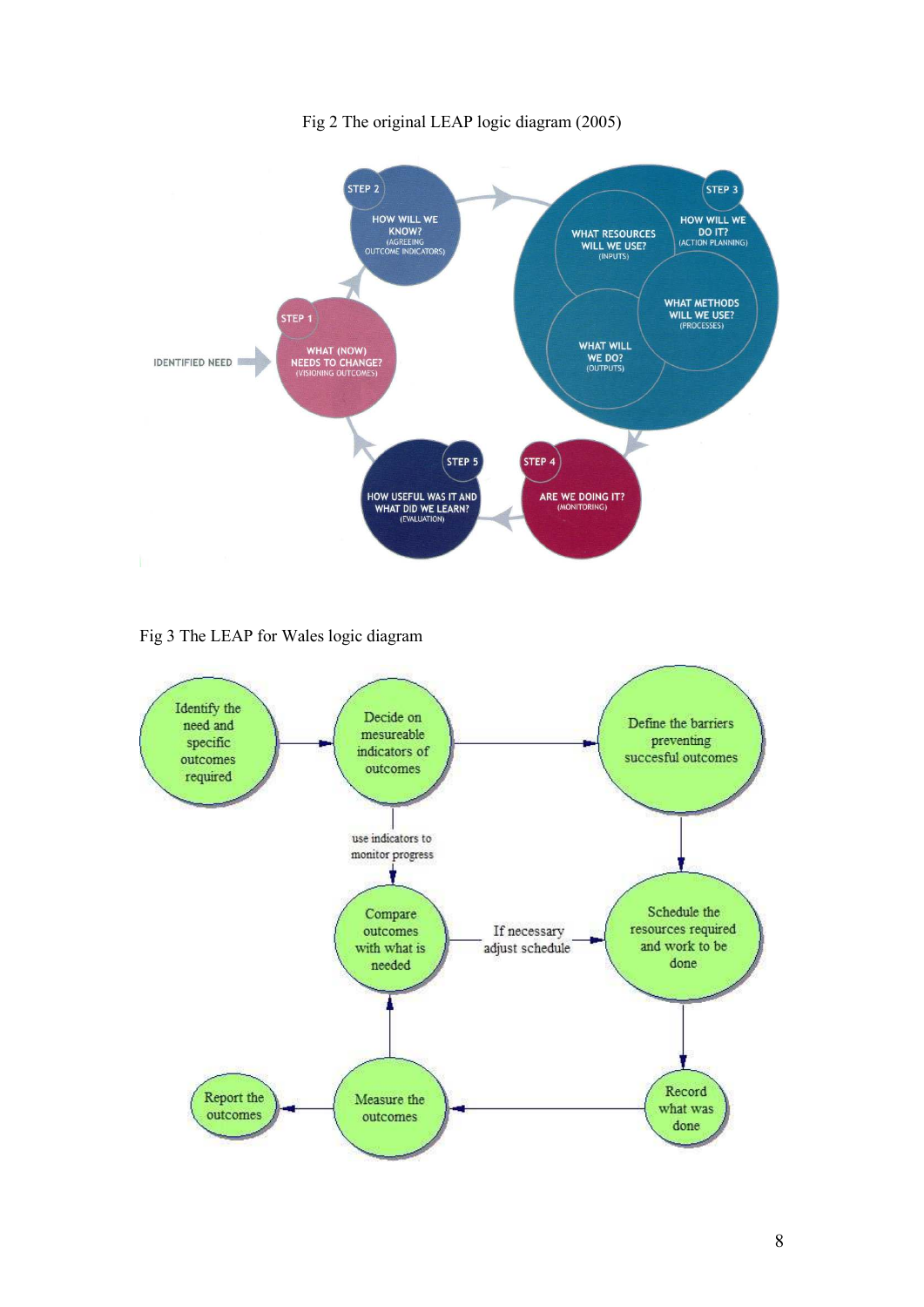Fig 2 The original LEAP logic diagram (2005)

IDENTIFIED NEED

STEP 1 — WHAT (NOW) NEEDS TO CHANGE? (VISIONING OUTCOMES)

STEP 2 — HOW WILL WE KNOW? (AGREEING OUTCOME INDICATORS)

STEP 3 — HOW WILL WE DO IT? (ACTION PLANNING)

- WHAT RESOURCES WILL WE USE? (INPUTS)
- WHAT METHODS WILL WE USE? (PROCESSES)
- WHAT WILL WE DO? (OUTPUTS)

STEP 4 — ARE WE DOING IT? (MONITORING)

STEP 5 — HOW USEFUL WAS IT AND WHAT DID WE LEARN? (EVALUATION)

Fig 3 The LEAP for Wales logic diagram

- Identify the need and specific outcomes required
- Decide on mesureable indicators of outcomes
- Define the barriers preventing succesful outcomes
- Schedule the resources required and work to be done
- Record what was done
- Measure the outcomes
- Report the outcomes
- Compare outcomes with what is needed

use indicators to monitor progress

If necessary adjust schedule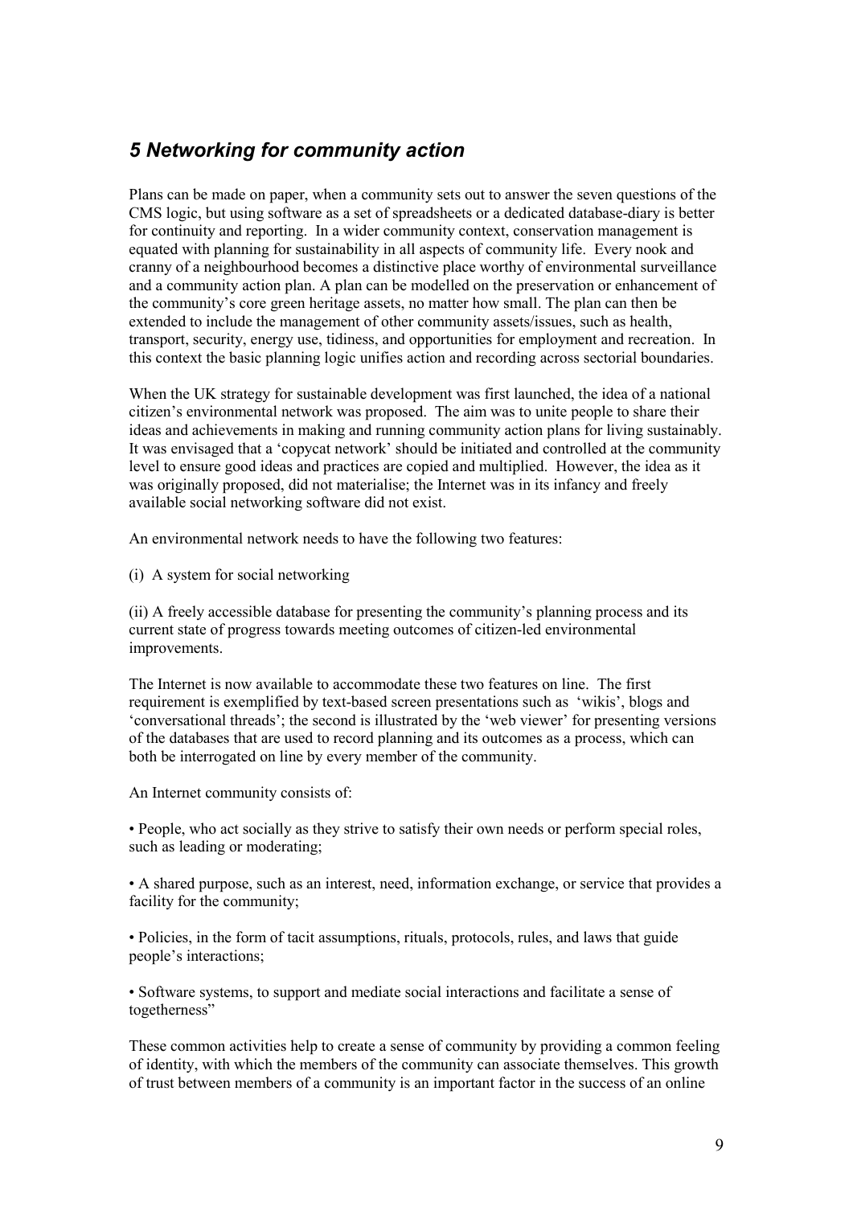## *5 Networking for community action*

Plans can be made on paper, when a community sets out to answer the seven questions of the CMS logic, but using software as a set of spreadsheets or a dedicated database-diary is better for continuity and reporting. In a wider community context, conservation management is equated with planning for sustainability in all aspects of community life. Every nook and cranny of a neighbourhood becomes a distinctive place worthy of environmental surveillance and a community action plan. A plan can be modelled on the preservation or enhancement of the community's core green heritage assets, no matter how small. The plan can then be extended to include the management of other community assets/issues, such as health, transport, security, energy use, tidiness, and opportunities for employment and recreation. In this context the basic planning logic unifies action and recording across sectorial boundaries.

When the UK strategy for sustainable development was first launched, the idea of a national citizen's environmental network was proposed. The aim was to unite people to share their ideas and achievements in making and running community action plans for living sustainably. It was envisaged that a 'copycat network' should be initiated and controlled at the community level to ensure good ideas and practices are copied and multiplied. However, the idea as it was originally proposed, did not materialise; the Internet was in its infancy and freely available social networking software did not exist.

An environmental network needs to have the following two features:

(i) A system for social networking

(ii) A freely accessible database for presenting the community's planning process and its current state of progress towards meeting outcomes of citizen-led environmental improvements.

The Internet is now available to accommodate these two features on line. The first requirement is exemplified by text-based screen presentations such as 'wikis', blogs and 'conversational threads'; the second is illustrated by the 'web viewer' for presenting versions of the databases that are used to record planning and its outcomes as a process, which can both be interrogated on line by every member of the community.

An Internet community consists of:

• People, who act socially as they strive to satisfy their own needs or perform special roles, such as leading or moderating;

• A shared purpose, such as an interest, need, information exchange, or service that provides a facility for the community;

• Policies, in the form of tacit assumptions, rituals, protocols, rules, and laws that guide people's interactions;

• Software systems, to support and mediate social interactions and facilitate a sense of togetherness"

These common activities help to create a sense of community by providing a common feeling of identity, with which the members of the community can associate themselves. This growth of trust between members of a community is an important factor in the success of an online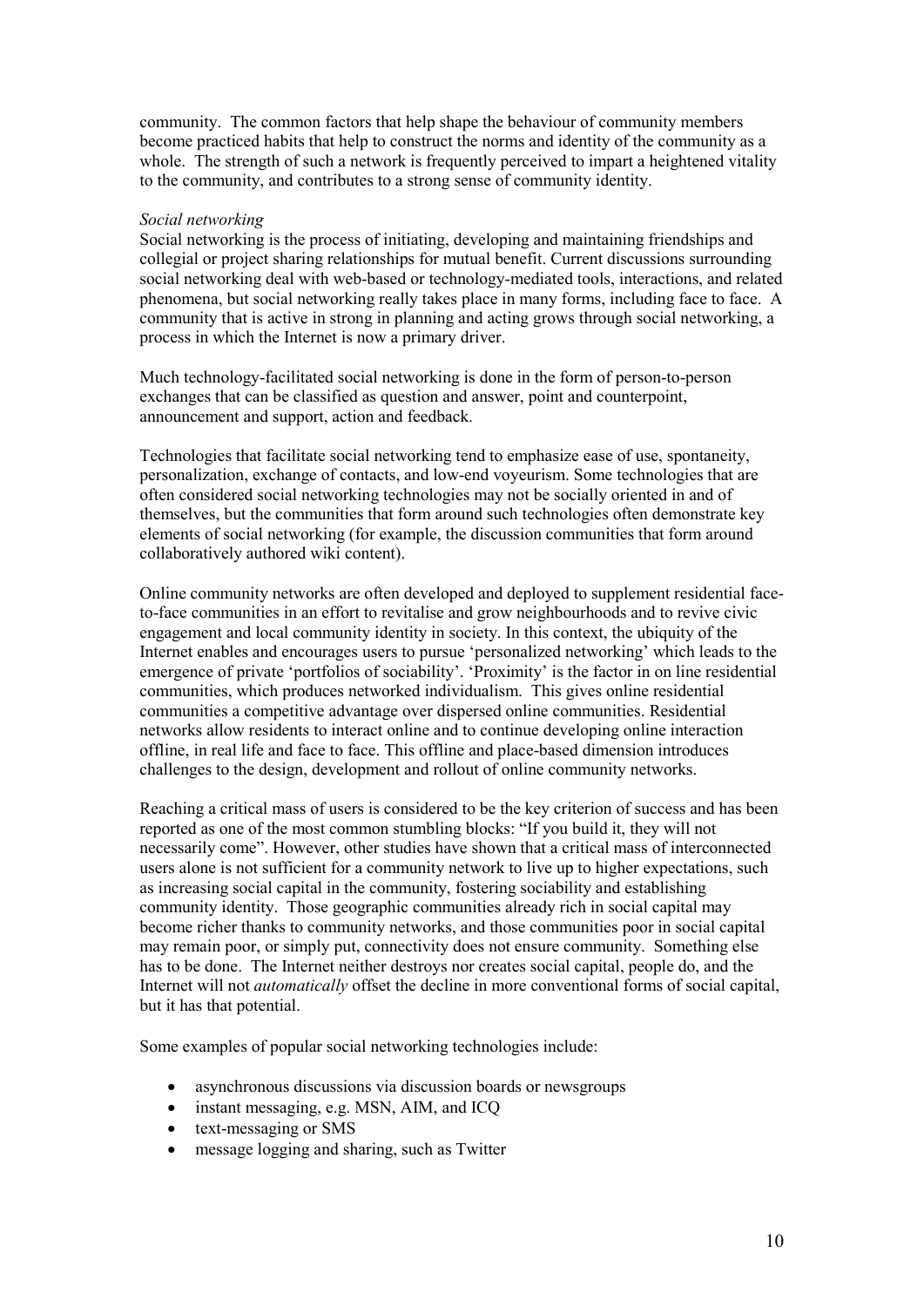community. The common factors that help shape the behaviour of community members become practiced habits that help to construct the norms and identity of the community as a whole. The strength of such a network is frequently perceived to impart a heightened vitality to the community, and contributes to a strong sense of community identity.

*Social networking*

Social networking is the process of initiating, developing and maintaining friendships and collegial or project sharing relationships for mutual benefit. Current discussions surrounding social networking deal with web-based or technology-mediated tools, interactions, and related phenomena, but social networking really takes place in many forms, including face to face. A community that is active in strong in planning and acting grows through social networking, a process in which the Internet is now a primary driver.

Much technology-facilitated social networking is done in the form of person-to-person exchanges that can be classified as question and answer, point and counterpoint, announcement and support, action and feedback.

Technologies that facilitate social networking tend to emphasize ease of use, spontaneity, personalization, exchange of contacts, and low-end voyeurism. Some technologies that are often considered social networking technologies may not be socially oriented in and of themselves, but the communities that form around such technologies often demonstrate key elements of social networking (for example, the discussion communities that form around collaboratively authored wiki content).

Online community networks are often developed and deployed to supplement residential face-to-face communities in an effort to revitalise and grow neighbourhoods and to revive civic engagement and local community identity in society. In this context, the ubiquity of the Internet enables and encourages users to pursue 'personalized networking' which leads to the emergence of private 'portfolios of sociability'. 'Proximity' is the factor in on line residential communities, which produces networked individualism. This gives online residential communities a competitive advantage over dispersed online communities. Residential networks allow residents to interact online and to continue developing online interaction offline, in real life and face to face. This offline and place-based dimension introduces challenges to the design, development and rollout of online community networks.

Reaching a critical mass of users is considered to be the key criterion of success and has been reported as one of the most common stumbling blocks: "If you build it, they will not necessarily come". However, other studies have shown that a critical mass of interconnected users alone is not sufficient for a community network to live up to higher expectations, such as increasing social capital in the community, fostering sociability and establishing community identity. Those geographic communities already rich in social capital may become richer thanks to community networks, and those communities poor in social capital may remain poor, or simply put, connectivity does not ensure community. Something else has to be done. The Internet neither destroys nor creates social capital, people do, and the Internet will not *automatically* offset the decline in more conventional forms of social capital, but it has that potential.

Some examples of popular social networking technologies include:

- asynchronous discussions via discussion boards or newsgroups
- instant messaging, e.g. MSN, AIM, and ICQ
- text-messaging or SMS
- message logging and sharing, such as Twitter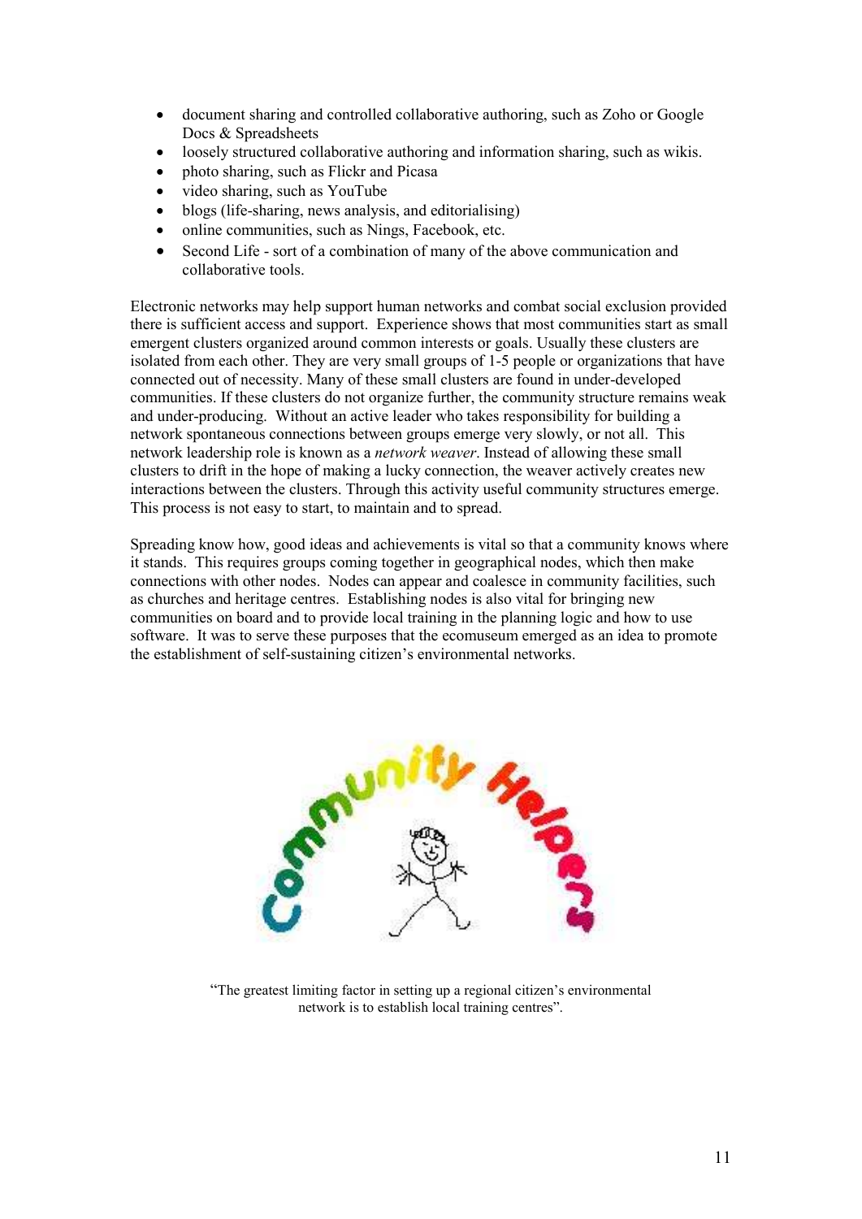- document sharing and controlled collaborative authoring, such as Zoho or Google Docs & Spreadsheets
- loosely structured collaborative authoring and information sharing, such as wikis.
- photo sharing, such as Flickr and Picasa
- video sharing, such as YouTube
- blogs (life-sharing, news analysis, and editorialising)
- online communities, such as Nings, Facebook, etc.
- Second Life - sort of a combination of many of the above communication and collaborative tools.

Electronic networks may help support human networks and combat social exclusion provided there is sufficient access and support. Experience shows that most communities start as small emergent clusters organized around common interests or goals. Usually these clusters are isolated from each other. They are very small groups of 1-5 people or organizations that have connected out of necessity. Many of these small clusters are found in under-developed communities. If these clusters do not organize further, the community structure remains weak and under-producing. Without an active leader who takes responsibility for building a network spontaneous connections between groups emerge very slowly, or not all. This network leadership role is known as a *network weaver*. Instead of allowing these small clusters to drift in the hope of making a lucky connection, the weaver actively creates new interactions between the clusters. Through this activity useful community structures emerge. This process is not easy to start, to maintain and to spread.

Spreading know how, good ideas and achievements is vital so that a community knows where it stands. This requires groups coming together in geographical nodes, which then make connections with other nodes. Nodes can appear and coalesce in community facilities, such as churches and heritage centres. Establishing nodes is also vital for bringing new communities on board and to provide local training in the planning logic and how to use software. It was to serve these purposes that the ecomuseum emerged as an idea to promote the establishment of self-sustaining citizen's environmental networks.

Community Helpers

"The greatest limiting factor in setting up a regional citizen's environmental network is to establish local training centres".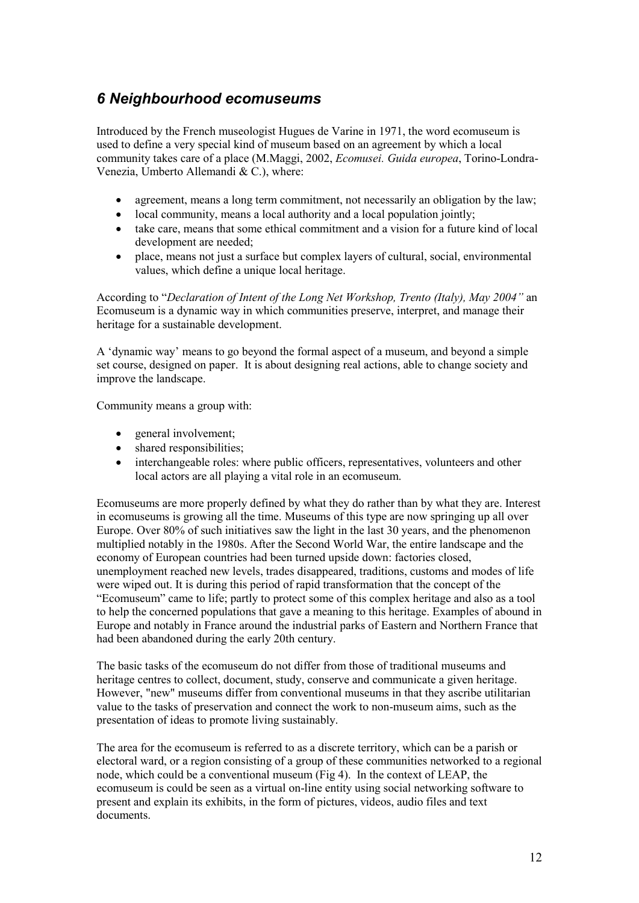## *6 Neighbourhood ecomuseums*

Introduced by the French museologist Hugues de Varine in 1971, the word ecomuseum is used to define a very special kind of museum based on an agreement by which a local community takes care of a place (M.Maggi, 2002, *Ecomusei. Guida europea*, Torino-Londra-Venezia, Umberto Allemandi & C.), where:

- agreement, means a long term commitment, not necessarily an obligation by the law;
- local community, means a local authority and a local population jointly;
- take care, means that some ethical commitment and a vision for a future kind of local development are needed;
- place, means not just a surface but complex layers of cultural, social, environmental values, which define a unique local heritage.

According to "*Declaration of Intent of the Long Net Workshop, Trento (Italy), May 2004"* an Ecomuseum is a dynamic way in which communities preserve, interpret, and manage their heritage for a sustainable development.

A 'dynamic way' means to go beyond the formal aspect of a museum, and beyond a simple set course, designed on paper. It is about designing real actions, able to change society and improve the landscape.

Community means a group with:

- general involvement;
- shared responsibilities;
- interchangeable roles: where public officers, representatives, volunteers and other local actors are all playing a vital role in an ecomuseum.

Ecomuseums are more properly defined by what they do rather than by what they are. Interest in ecomuseums is growing all the time. Museums of this type are now springing up all over Europe. Over 80% of such initiatives saw the light in the last 30 years, and the phenomenon multiplied notably in the 1980s. After the Second World War, the entire landscape and the economy of European countries had been turned upside down: factories closed, unemployment reached new levels, trades disappeared, traditions, customs and modes of life were wiped out. It is during this period of rapid transformation that the concept of the "Ecomuseum" came to life; partly to protect some of this complex heritage and also as a tool to help the concerned populations that gave a meaning to this heritage. Examples of abound in Europe and notably in France around the industrial parks of Eastern and Northern France that had been abandoned during the early 20th century.

The basic tasks of the ecomuseum do not differ from those of traditional museums and heritage centres to collect, document, study, conserve and communicate a given heritage. However, "new" museums differ from conventional museums in that they ascribe utilitarian value to the tasks of preservation and connect the work to non-museum aims, such as the presentation of ideas to promote living sustainably.

The area for the ecomuseum is referred to as a discrete territory, which can be a parish or electoral ward, or a region consisting of a group of these communities networked to a regional node, which could be a conventional museum (Fig 4). In the context of LEAP, the ecomuseum is could be seen as a virtual on-line entity using social networking software to present and explain its exhibits, in the form of pictures, videos, audio files and text documents.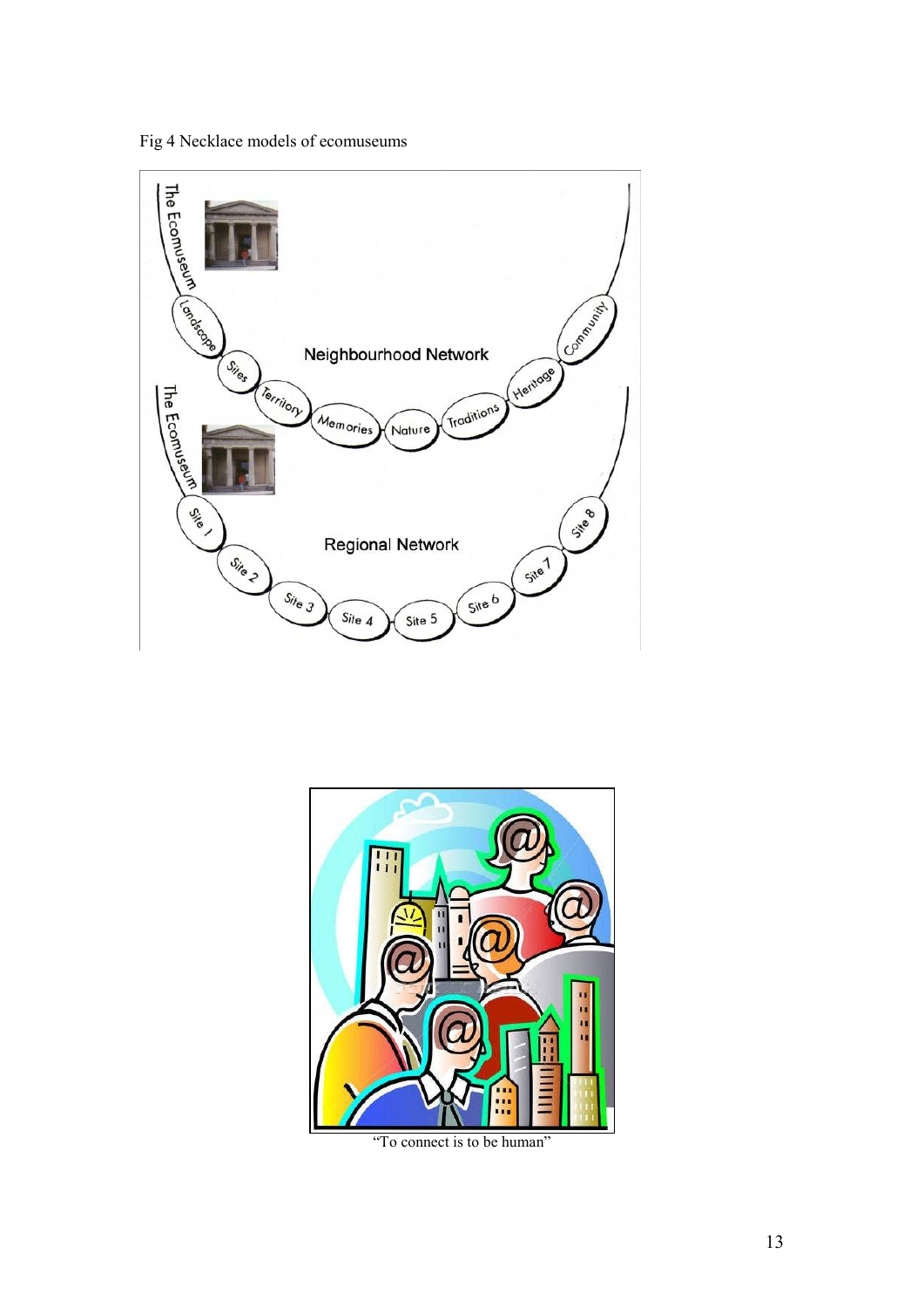Fig 4 Necklace models of ecomuseums

"To connect is to be human"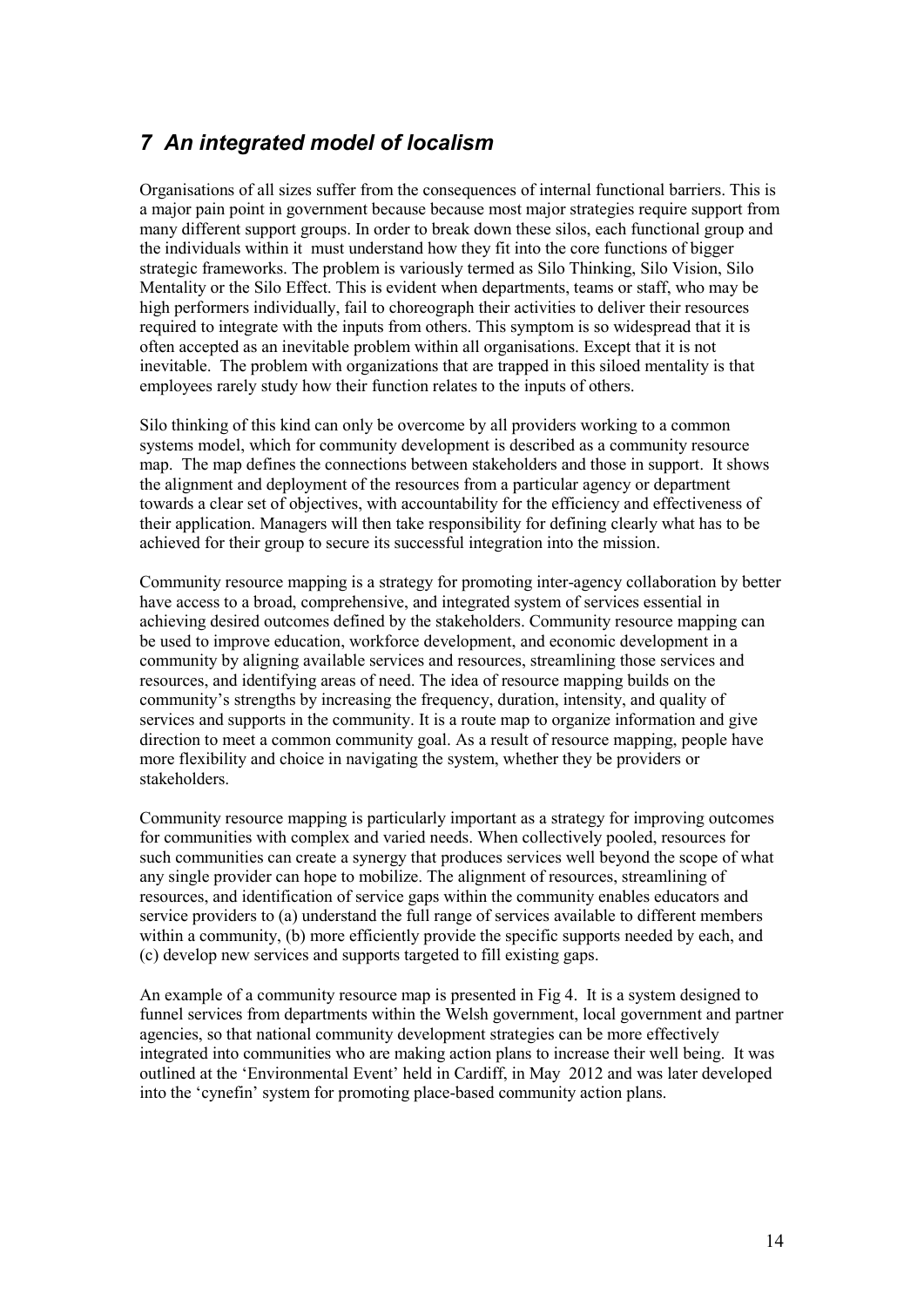## *7 An integrated model of localism*

Organisations of all sizes suffer from the consequences of internal functional barriers. This is a major pain point in government because because most major strategies require support from many different support groups. In order to break down these silos, each functional group and the individuals within it must understand how they fit into the core functions of bigger strategic frameworks. The problem is variously termed as Silo Thinking, Silo Vision, Silo Mentality or the Silo Effect. This is evident when departments, teams or staff, who may be high performers individually, fail to choreograph their activities to deliver their resources required to integrate with the inputs from others. This symptom is so widespread that it is often accepted as an inevitable problem within all organisations. Except that it is not inevitable. The problem with organizations that are trapped in this siloed mentality is that employees rarely study how their function relates to the inputs of others.

Silo thinking of this kind can only be overcome by all providers working to a common systems model, which for community development is described as a community resource map. The map defines the connections between stakeholders and those in support. It shows the alignment and deployment of the resources from a particular agency or department towards a clear set of objectives, with accountability for the efficiency and effectiveness of their application. Managers will then take responsibility for defining clearly what has to be achieved for their group to secure its successful integration into the mission.

Community resource mapping is a strategy for promoting inter-agency collaboration by better have access to a broad, comprehensive, and integrated system of services essential in achieving desired outcomes defined by the stakeholders. Community resource mapping can be used to improve education, workforce development, and economic development in a community by aligning available services and resources, streamlining those services and resources, and identifying areas of need. The idea of resource mapping builds on the community's strengths by increasing the frequency, duration, intensity, and quality of services and supports in the community. It is a route map to organize information and give direction to meet a common community goal. As a result of resource mapping, people have more flexibility and choice in navigating the system, whether they be providers or stakeholders.

Community resource mapping is particularly important as a strategy for improving outcomes for communities with complex and varied needs. When collectively pooled, resources for such communities can create a synergy that produces services well beyond the scope of what any single provider can hope to mobilize. The alignment of resources, streamlining of resources, and identification of service gaps within the community enables educators and service providers to (a) understand the full range of services available to different members within a community, (b) more efficiently provide the specific supports needed by each, and (c) develop new services and supports targeted to fill existing gaps.

An example of a community resource map is presented in Fig 4. It is a system designed to funnel services from departments within the Welsh government, local government and partner agencies, so that national community development strategies can be more effectively integrated into communities who are making action plans to increase their well being. It was outlined at the 'Environmental Event' held in Cardiff, in May 2012 and was later developed into the 'cynefin' system for promoting place-based community action plans.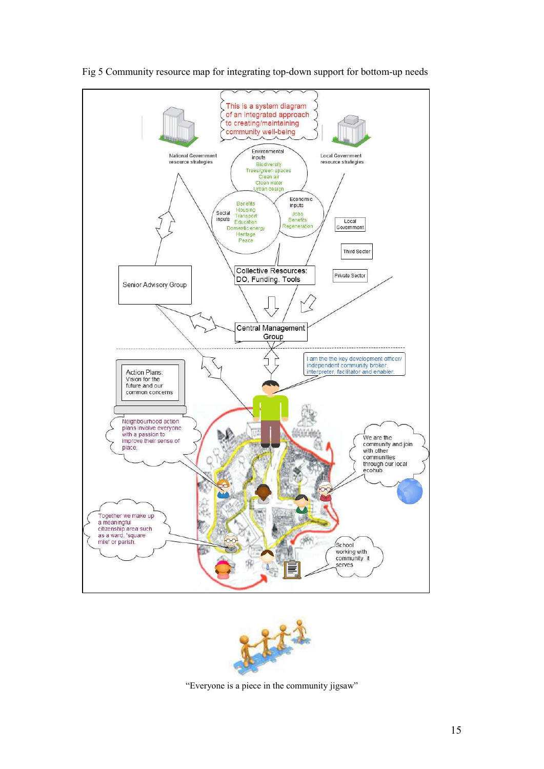Fig 5 Community resource map for integrating top-down support for bottom-up needs

This is a system diagram of an integrated approach to creating/maintaining community well-being

National Government resource strategies

Local Government resource strategies

Environmental inputs
Biodiversity
Trees/green spaces
Clean air
Clean water
Urban design

Social inputs
Benefits
Housing
Transport
Education
Domestic energy
Heritage
Peace

Economic inputs
Jobs
Benefits
Regeneration

Local Government

Third Sector

Private Sector

Senior Advisory Group

Collective Resources: DO, Funding, Tools

Central Management Group

I am the the key development officer/ independent community broker interpreter, facilitator and enabler.

Action Plans: Vision for the future and our common concerns

Neighbourhood action plans involve everyone with a passion to improve their sense of place.

We are the community and join with other communities through our local ecohub.

Together we make up a meaningful citizenship area such as a ward, 'square mile' or parish.

School working with community it serves

"Everyone is a piece in the community jigsaw"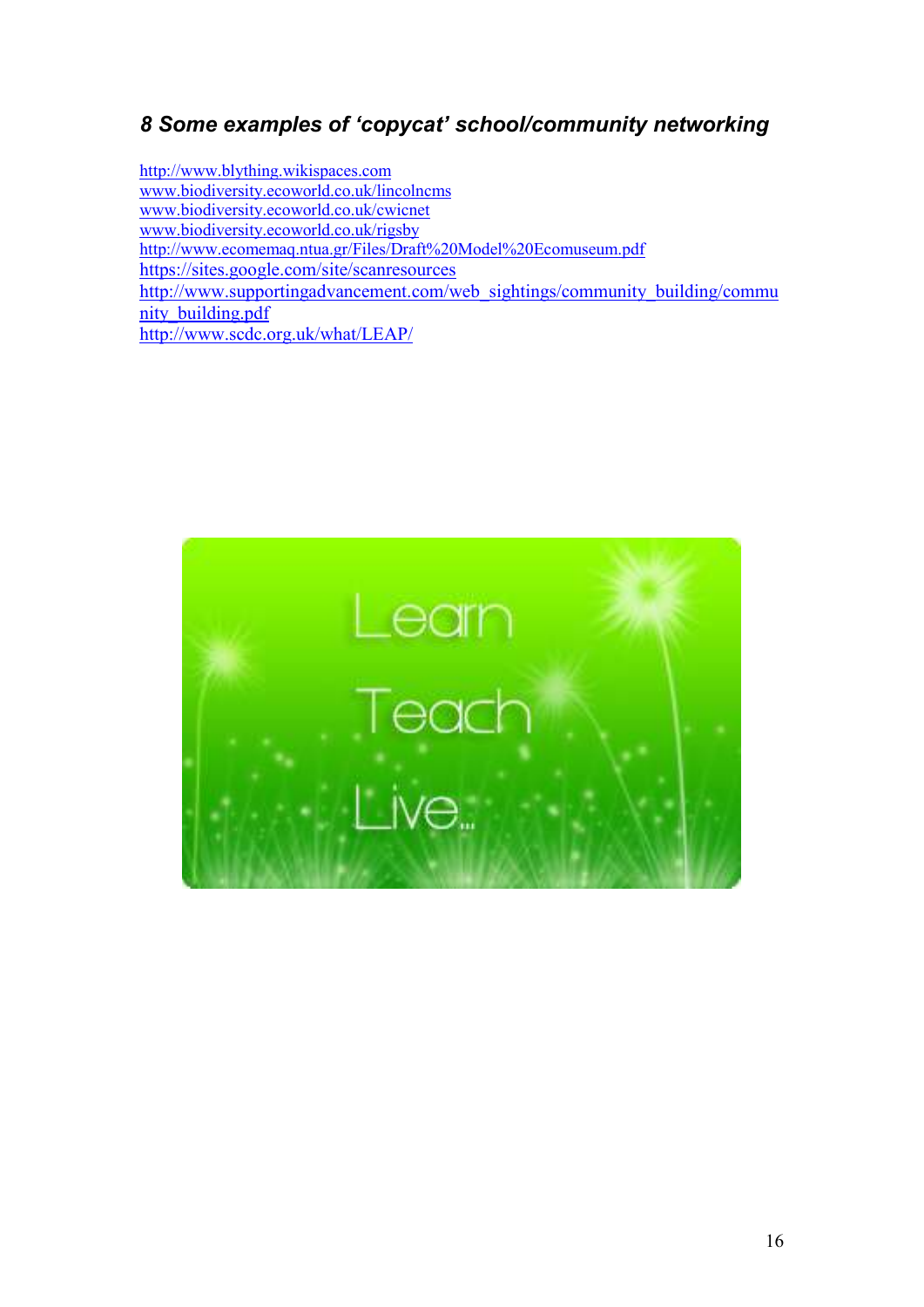### *8 Some examples of 'copycat' school/community networking*

http://www.blything.wikispaces.com
www.biodiversity.ecoworld.co.uk/lincolncms
www.biodiversity.ecoworld.co.uk/cwicnet
www.biodiversity.ecoworld.co.uk/rigsby
http://www.ecomemaq.ntua.gr/Files/Draft%20Model%20Ecomuseum.pdf
https://sites.google.com/site/scanresources
http://www.supportingadvancement.com/web_sightings/community_building/community_building.pdf
http://www.scdc.org.uk/what/LEAP/